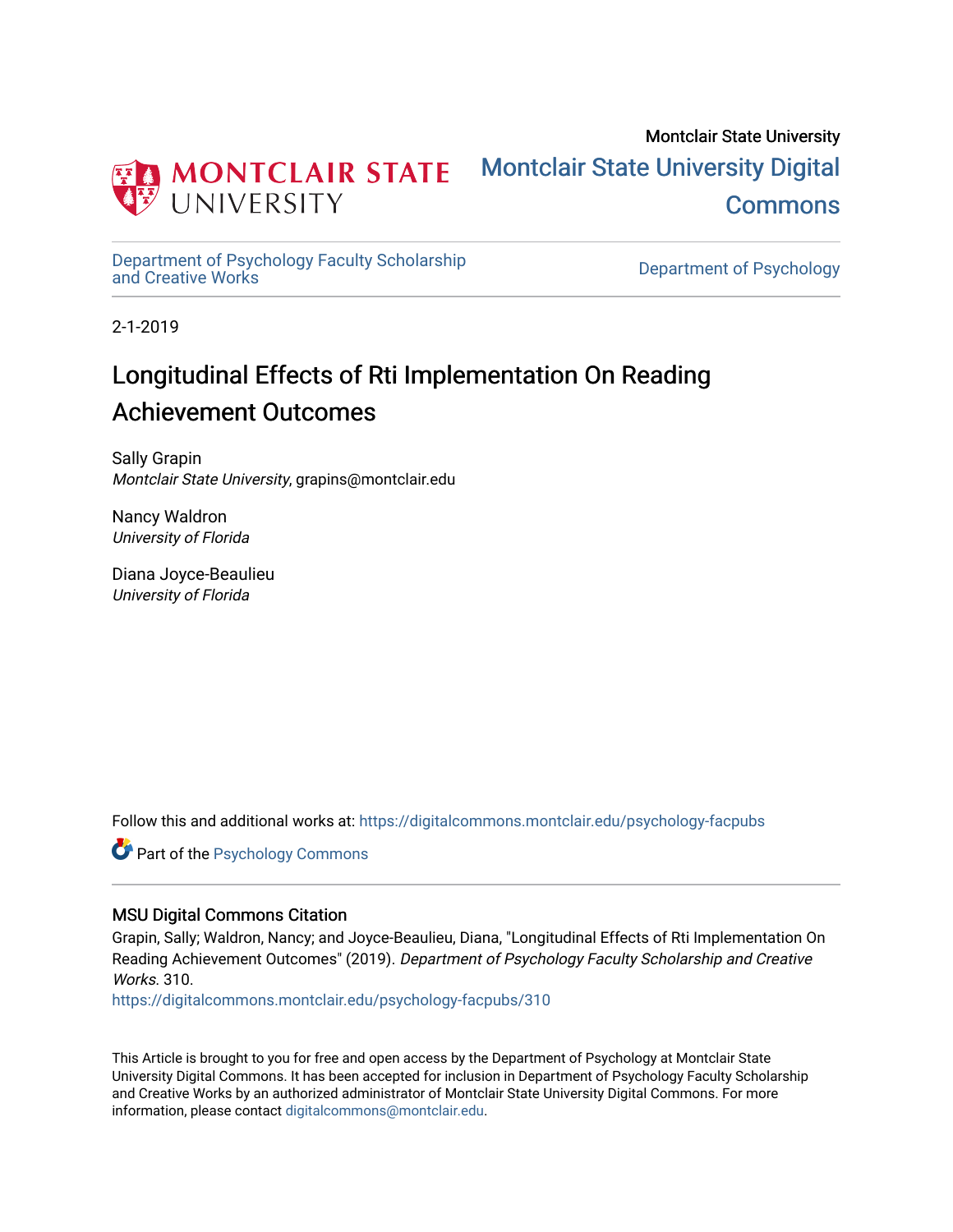Montclair State University

MONTCLAIR STATE UNIVERSITY

Montclair State University Digital Commons

Department of Psychology Faculty Scholarship and Creative Works

Department of Psychology

2-1-2019

# Longitudinal Effects of Rti Implementation On Reading Achievement Outcomes

Sally Grapin
*Montclair State University*, grapins@montclair.edu

Nancy Waldron
*University of Florida*

Diana Joyce-Beaulieu
*University of Florida*

Follow this and additional works at: https://digitalcommons.montclair.edu/psychology-facpubs

Part of the Psychology Commons

## MSU Digital Commons Citation

Grapin, Sally; Waldron, Nancy; and Joyce-Beaulieu, Diana, "Longitudinal Effects of Rti Implementation On Reading Achievement Outcomes" (2019). *Department of Psychology Faculty Scholarship and Creative Works*. 310.
https://digitalcommons.montclair.edu/psychology-facpubs/310

This Article is brought to you for free and open access by the Department of Psychology at Montclair State University Digital Commons. It has been accepted for inclusion in Department of Psychology Faculty Scholarship and Creative Works by an authorized administrator of Montclair State University Digital Commons. For more information, please contact digitalcommons@montclair.edu.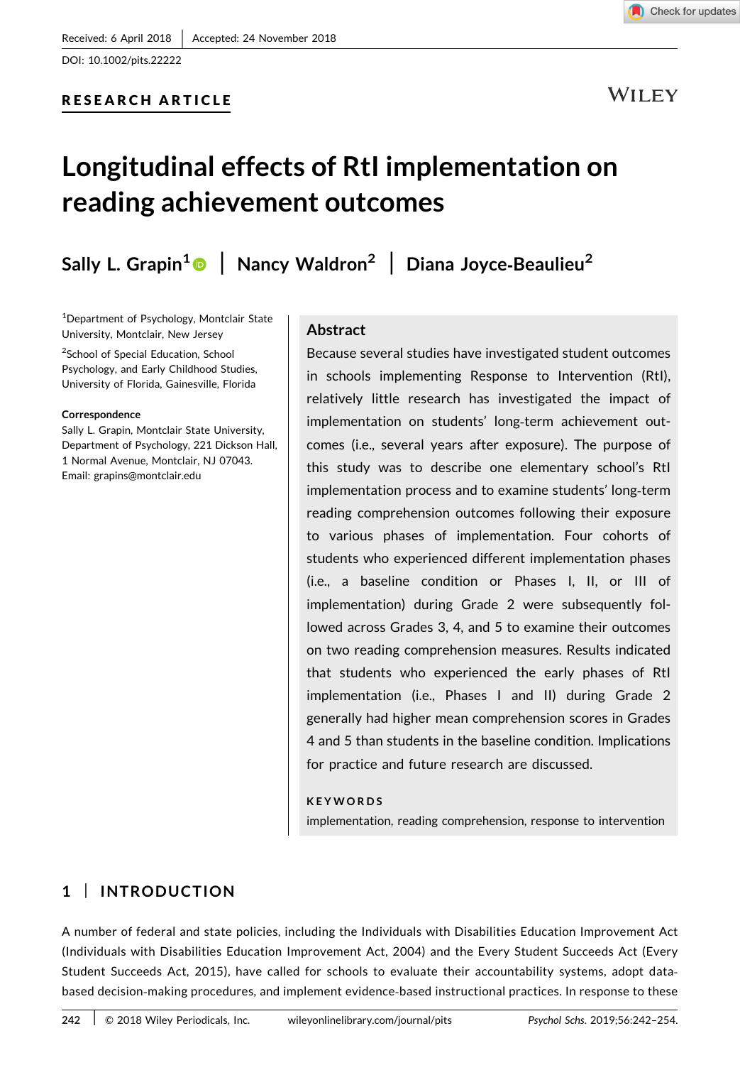Received: 6 April 2018 | Accepted: 24 November 2018

DOI: 10.1002/pits.22222

**RESEARCH ARTICLE**

# Longitudinal effects of RtI implementation on reading achievement outcomes

**Sally L. Grapin[1] | Nancy Waldron[2] | Diana Joyce-Beaulieu[2]**

[1]Department of Psychology, Montclair State University, Montclair, New Jersey

[2]School of Special Education, School Psychology, and Early Childhood Studies, University of Florida, Gainesville, Florida

**Correspondence**
Sally L. Grapin, Montclair State University, Department of Psychology, 221 Dickson Hall, 1 Normal Avenue, Montclair, NJ 07043.
Email: grapins@montclair.edu

## Abstract

Because several studies have investigated student outcomes in schools implementing Response to Intervention (RtI), relatively little research has investigated the impact of implementation on students' long-term achievement outcomes (i.e., several years after exposure). The purpose of this study was to describe one elementary school's RtI implementation process and to examine students' long-term reading comprehension outcomes following their exposure to various phases of implementation. Four cohorts of students who experienced different implementation phases (i.e., a baseline condition or Phases I, II, or III of implementation) during Grade 2 were subsequently followed across Grades 3, 4, and 5 to examine their outcomes on two reading comprehension measures. Results indicated that students who experienced the early phases of RtI implementation (i.e., Phases I and II) during Grade 2 generally had higher mean comprehension scores in Grades 4 and 5 than students in the baseline condition. Implications for practice and future research are discussed.

**KEYWORDS**

implementation, reading comprehension, response to intervention

## 1 | INTRODUCTION

A number of federal and state policies, including the Individuals with Disabilities Education Improvement Act (Individuals with Disabilities Education Improvement Act, 2004) and the Every Student Succeeds Act (Every Student Succeeds Act, 2015), have called for schools to evaluate their accountability systems, adopt data-based decision-making procedures, and implement evidence-based instructional practices. In response to these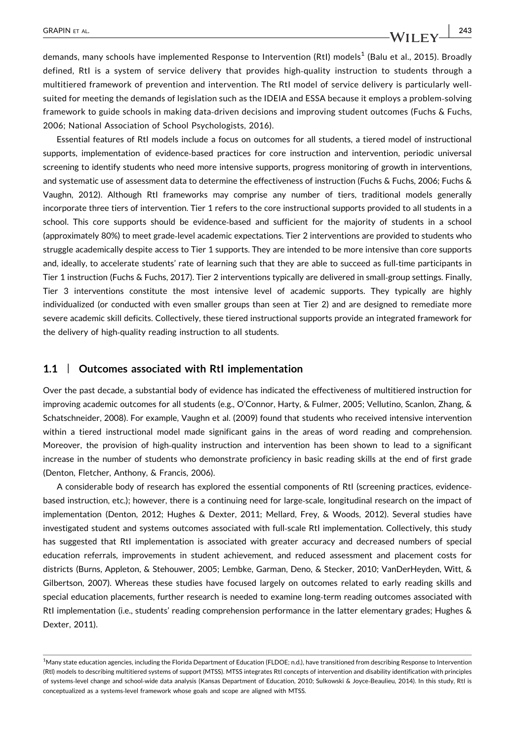demands, many schools have implemented Response to Intervention (RtI) models[1] (Balu et al., 2015). Broadly defined, RtI is a system of service delivery that provides high-quality instruction to students through a multitiered framework of prevention and intervention. The RtI model of service delivery is particularly well-suited for meeting the demands of legislation such as the IDEIA and ESSA because it employs a problem-solving framework to guide schools in making data-driven decisions and improving student outcomes (Fuchs & Fuchs, 2006; National Association of School Psychologists, 2016).

Essential features of RtI models include a focus on outcomes for all students, a tiered model of instructional supports, implementation of evidence-based practices for core instruction and intervention, periodic universal screening to identify students who need more intensive supports, progress monitoring of growth in interventions, and systematic use of assessment data to determine the effectiveness of instruction (Fuchs & Fuchs, 2006; Fuchs & Vaughn, 2012). Although RtI frameworks may comprise any number of tiers, traditional models generally incorporate three tiers of intervention. Tier 1 refers to the core instructional supports provided to all students in a school. This core supports should be evidence-based and sufficient for the majority of students in a school (approximately 80%) to meet grade-level academic expectations. Tier 2 interventions are provided to students who struggle academically despite access to Tier 1 supports. They are intended to be more intensive than core supports and, ideally, to accelerate students' rate of learning such that they are able to succeed as full-time participants in Tier 1 instruction (Fuchs & Fuchs, 2017). Tier 2 interventions typically are delivered in small-group settings. Finally, Tier 3 interventions constitute the most intensive level of academic supports. They typically are highly individualized (or conducted with even smaller groups than seen at Tier 2) and are designed to remediate more severe academic skill deficits. Collectively, these tiered instructional supports provide an integrated framework for the delivery of high-quality reading instruction to all students.

## 1.1 | Outcomes associated with RtI implementation

Over the past decade, a substantial body of evidence has indicated the effectiveness of multitiered instruction for improving academic outcomes for all students (e.g., O'Connor, Harty, & Fulmer, 2005; Vellutino, Scanlon, Zhang, & Schatschneider, 2008). For example, Vaughn et al. (2009) found that students who received intensive intervention within a tiered instructional model made significant gains in the areas of word reading and comprehension. Moreover, the provision of high-quality instruction and intervention has been shown to lead to a significant increase in the number of students who demonstrate proficiency in basic reading skills at the end of first grade (Denton, Fletcher, Anthony, & Francis, 2006).

A considerable body of research has explored the essential components of RtI (screening practices, evidence-based instruction, etc.); however, there is a continuing need for large-scale, longitudinal research on the impact of implementation (Denton, 2012; Hughes & Dexter, 2011; Mellard, Frey, & Woods, 2012). Several studies have investigated student and systems outcomes associated with full-scale RtI implementation. Collectively, this study has suggested that RtI implementation is associated with greater accuracy and decreased numbers of special education referrals, improvements in student achievement, and reduced assessment and placement costs for districts (Burns, Appleton, & Stehouwer, 2005; Lembke, Garman, Deno, & Stecker, 2010; VanDerHeyden, Witt, & Gilbertson, 2007). Whereas these studies have focused largely on outcomes related to early reading skills and special education placements, further research is needed to examine long-term reading outcomes associated with RtI implementation (i.e., students' reading comprehension performance in the latter elementary grades; Hughes & Dexter, 2011).

[1] Many state education agencies, including the Florida Department of Education (FLDOE; n.d.), have transitioned from describing Response to Intervention (RtI) models to describing multitiered systems of support (MTSS). MTSS integrates RtI concepts of intervention and disability identification with principles of systems-level change and school-wide data analysis (Kansas Department of Education, 2010; Sulkowski & Joyce-Beaulieu, 2014). In this study, RtI is conceptualized as a systems-level framework whose goals and scope are aligned with MTSS.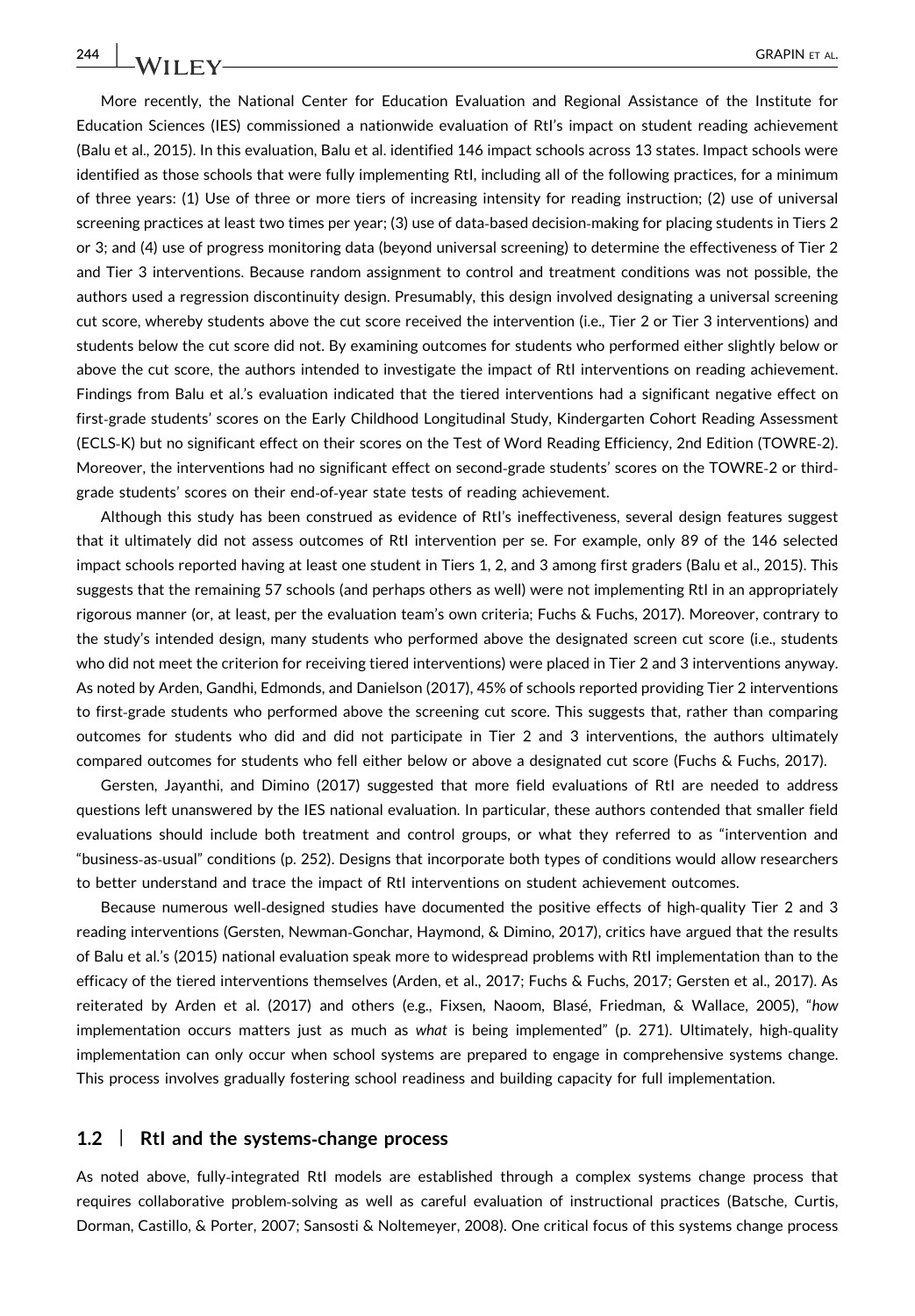More recently, the National Center for Education Evaluation and Regional Assistance of the Institute for Education Sciences (IES) commissioned a nationwide evaluation of RtI's impact on student reading achievement (Balu et al., 2015). In this evaluation, Balu et al. identified 146 impact schools across 13 states. Impact schools were identified as those schools that were fully implementing RtI, including all of the following practices, for a minimum of three years: (1) Use of three or more tiers of increasing intensity for reading instruction; (2) use of universal screening practices at least two times per year; (3) use of data-based decision-making for placing students in Tiers 2 or 3; and (4) use of progress monitoring data (beyond universal screening) to determine the effectiveness of Tier 2 and Tier 3 interventions. Because random assignment to control and treatment conditions was not possible, the authors used a regression discontinuity design. Presumably, this design involved designating a universal screening cut score, whereby students above the cut score received the intervention (i.e., Tier 2 or Tier 3 interventions) and students below the cut score did not. By examining outcomes for students who performed either slightly below or above the cut score, the authors intended to investigate the impact of RtI interventions on reading achievement. Findings from Balu et al.'s evaluation indicated that the tiered interventions had a significant negative effect on first-grade students' scores on the Early Childhood Longitudinal Study, Kindergarten Cohort Reading Assessment (ECLS-K) but no significant effect on their scores on the Test of Word Reading Efficiency, 2nd Edition (TOWRE-2). Moreover, the interventions had no significant effect on second-grade students' scores on the TOWRE-2 or third-grade students' scores on their end-of-year state tests of reading achievement.

Although this study has been construed as evidence of RtI's ineffectiveness, several design features suggest that it ultimately did not assess outcomes of RtI intervention per se. For example, only 89 of the 146 selected impact schools reported having at least one student in Tiers 1, 2, and 3 among first graders (Balu et al., 2015). This suggests that the remaining 57 schools (and perhaps others as well) were not implementing RtI in an appropriately rigorous manner (or, at least, per the evaluation team's own criteria; Fuchs & Fuchs, 2017). Moreover, contrary to the study's intended design, many students who performed above the designated screen cut score (i.e., students who did not meet the criterion for receiving tiered interventions) were placed in Tier 2 and 3 interventions anyway. As noted by Arden, Gandhi, Edmonds, and Danielson (2017), 45% of schools reported providing Tier 2 interventions to first-grade students who performed above the screening cut score. This suggests that, rather than comparing outcomes for students who did and did not participate in Tier 2 and 3 interventions, the authors ultimately compared outcomes for students who fell either below or above a designated cut score (Fuchs & Fuchs, 2017).

Gersten, Jayanthi, and Dimino (2017) suggested that more field evaluations of RtI are needed to address questions left unanswered by the IES national evaluation. In particular, these authors contended that smaller field evaluations should include both treatment and control groups, or what they referred to as "intervention and "business-as-usual" conditions (p. 252). Designs that incorporate both types of conditions would allow researchers to better understand and trace the impact of RtI interventions on student achievement outcomes.

Because numerous well-designed studies have documented the positive effects of high-quality Tier 2 and 3 reading interventions (Gersten, Newman-Gonchar, Haymond, & Dimino, 2017), critics have argued that the results of Balu et al.'s (2015) national evaluation speak more to widespread problems with RtI implementation than to the efficacy of the tiered interventions themselves (Arden, et al., 2017; Fuchs & Fuchs, 2017; Gersten et al., 2017). As reiterated by Arden et al. (2017) and others (e.g., Fixsen, Naoom, Blasé, Friedman, & Wallace, 2005), "*how* implementation occurs matters just as much as *what* is being implemented" (p. 271). Ultimately, high-quality implementation can only occur when school systems are prepared to engage in comprehensive systems change. This process involves gradually fostering school readiness and building capacity for full implementation.

## 1.2 | RtI and the systems-change process

As noted above, fully-integrated RtI models are established through a complex systems change process that requires collaborative problem-solving as well as careful evaluation of instructional practices (Batsche, Curtis, Dorman, Castillo, & Porter, 2007; Sansosti & Noltemeyer, 2008). One critical focus of this systems change process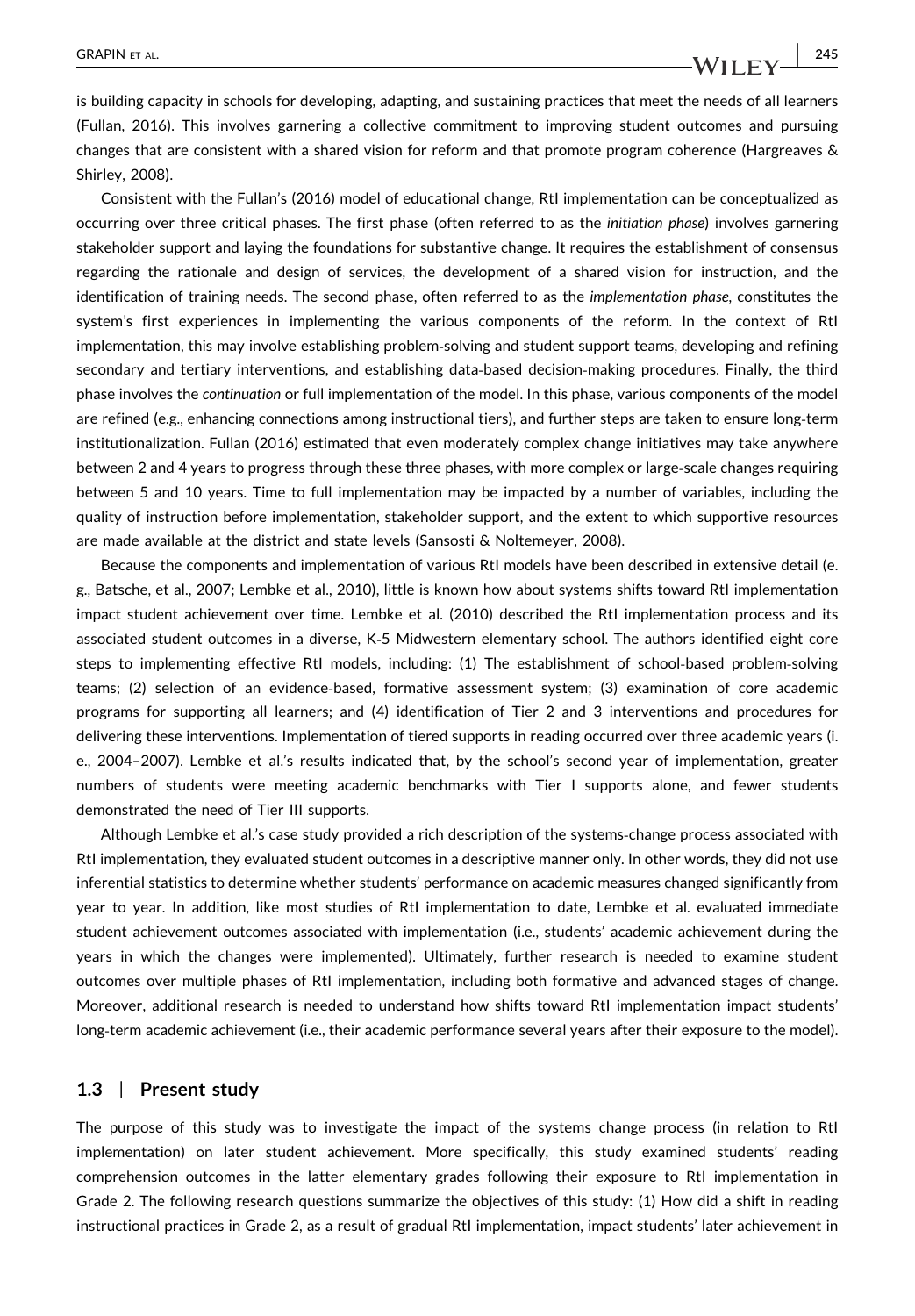is building capacity in schools for developing, adapting, and sustaining practices that meet the needs of all learners (Fullan, 2016). This involves garnering a collective commitment to improving student outcomes and pursuing changes that are consistent with a shared vision for reform and that promote program coherence (Hargreaves & Shirley, 2008).

Consistent with the Fullan's (2016) model of educational change, RtI implementation can be conceptualized as occurring over three critical phases. The first phase (often referred to as the *initiation phase*) involves garnering stakeholder support and laying the foundations for substantive change. It requires the establishment of consensus regarding the rationale and design of services, the development of a shared vision for instruction, and the identification of training needs. The second phase, often referred to as the *implementation phase*, constitutes the system's first experiences in implementing the various components of the reform. In the context of RtI implementation, this may involve establishing problem-solving and student support teams, developing and refining secondary and tertiary interventions, and establishing data-based decision-making procedures. Finally, the third phase involves the *continuation* or full implementation of the model. In this phase, various components of the model are refined (e.g., enhancing connections among instructional tiers), and further steps are taken to ensure long-term institutionalization. Fullan (2016) estimated that even moderately complex change initiatives may take anywhere between 2 and 4 years to progress through these three phases, with more complex or large-scale changes requiring between 5 and 10 years. Time to full implementation may be impacted by a number of variables, including the quality of instruction before implementation, stakeholder support, and the extent to which supportive resources are made available at the district and state levels (Sansosti & Noltemeyer, 2008).

Because the components and implementation of various RtI models have been described in extensive detail (e. g., Batsche, et al., 2007; Lembke et al., 2010), little is known how about systems shifts toward RtI implementation impact student achievement over time. Lembke et al. (2010) described the RtI implementation process and its associated student outcomes in a diverse, K-5 Midwestern elementary school. The authors identified eight core steps to implementing effective RtI models, including: (1) The establishment of school-based problem-solving teams; (2) selection of an evidence-based, formative assessment system; (3) examination of core academic programs for supporting all learners; and (4) identification of Tier 2 and 3 interventions and procedures for delivering these interventions. Implementation of tiered supports in reading occurred over three academic years (i. e., 2004–2007). Lembke et al.'s results indicated that, by the school's second year of implementation, greater numbers of students were meeting academic benchmarks with Tier I supports alone, and fewer students demonstrated the need of Tier III supports.

Although Lembke et al.'s case study provided a rich description of the systems-change process associated with RtI implementation, they evaluated student outcomes in a descriptive manner only. In other words, they did not use inferential statistics to determine whether students' performance on academic measures changed significantly from year to year. In addition, like most studies of RtI implementation to date, Lembke et al. evaluated immediate student achievement outcomes associated with implementation (i.e., students' academic achievement during the years in which the changes were implemented). Ultimately, further research is needed to examine student outcomes over multiple phases of RtI implementation, including both formative and advanced stages of change. Moreover, additional research is needed to understand how shifts toward RtI implementation impact students' long-term academic achievement (i.e., their academic performance several years after their exposure to the model).

### 1.3 | Present study

The purpose of this study was to investigate the impact of the systems change process (in relation to RtI implementation) on later student achievement. More specifically, this study examined students' reading comprehension outcomes in the latter elementary grades following their exposure to RtI implementation in Grade 2. The following research questions summarize the objectives of this study: (1) How did a shift in reading instructional practices in Grade 2, as a result of gradual RtI implementation, impact students' later achievement in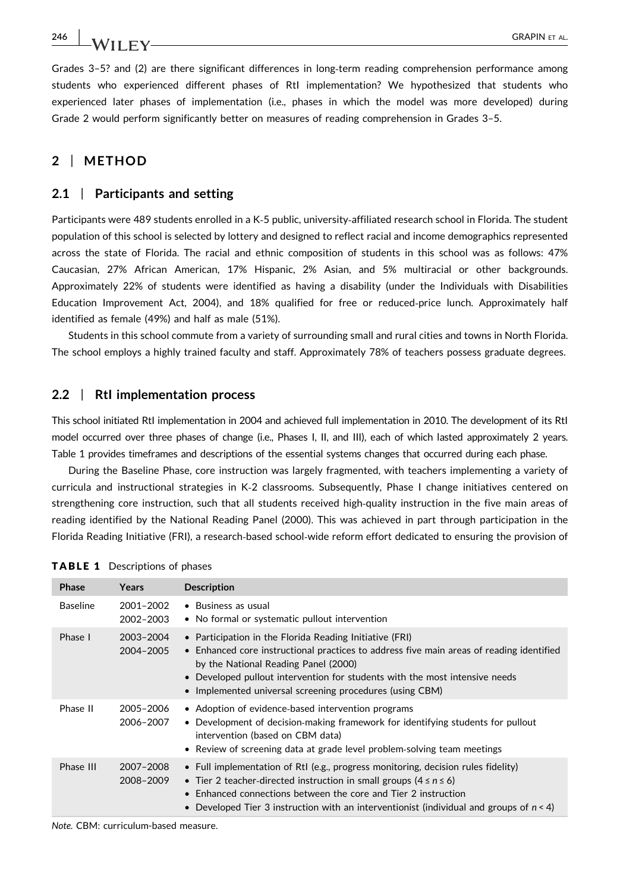Grades 3–5? and (2) are there significant differences in long-term reading comprehension performance among students who experienced different phases of RtI implementation? We hypothesized that students who experienced later phases of implementation (i.e., phases in which the model was more developed) during Grade 2 would perform significantly better on measures of reading comprehension in Grades 3–5.

## 2 | METHOD

### 2.1 | Participants and setting

Participants were 489 students enrolled in a K-5 public, university-affiliated research school in Florida. The student population of this school is selected by lottery and designed to reflect racial and income demographics represented across the state of Florida. The racial and ethnic composition of students in this school was as follows: 47% Caucasian, 27% African American, 17% Hispanic, 2% Asian, and 5% multiracial or other backgrounds. Approximately 22% of students were identified as having a disability (under the Individuals with Disabilities Education Improvement Act, 2004), and 18% qualified for free or reduced-price lunch. Approximately half identified as female (49%) and half as male (51%).

Students in this school commute from a variety of surrounding small and rural cities and towns in North Florida. The school employs a highly trained faculty and staff. Approximately 78% of teachers possess graduate degrees.

### 2.2 | RtI implementation process

This school initiated RtI implementation in 2004 and achieved full implementation in 2010. The development of its RtI model occurred over three phases of change (i.e., Phases I, II, and III), each of which lasted approximately 2 years. Table 1 provides timeframes and descriptions of the essential systems changes that occurred during each phase.

During the Baseline Phase, core instruction was largely fragmented, with teachers implementing a variety of curricula and instructional strategies in K-2 classrooms. Subsequently, Phase I change initiatives centered on strengthening core instruction, such that all students received high-quality instruction in the five main areas of reading identified by the National Reading Panel (2000). This was achieved in part through participation in the Florida Reading Initiative (FRI), a research-based school-wide reform effort dedicated to ensuring the provision of

**TABLE 1** Descriptions of phases

| Phase | Years | Description |
|---|---|---|
| Baseline | 2001–2002<br>2002–2003 | • Business as usual<br>• No formal or systematic pullout intervention |
| Phase I | 2003–2004<br>2004–2005 | • Participation in the Florida Reading Initiative (FRI)<br>• Enhanced core instructional practices to address five main areas of reading identified by the National Reading Panel (2000)<br>• Developed pullout intervention for students with the most intensive needs<br>• Implemented universal screening procedures (using CBM) |
| Phase II | 2005–2006<br>2006–2007 | • Adoption of evidence-based intervention programs<br>• Development of decision-making framework for identifying students for pullout intervention (based on CBM data)<br>• Review of screening data at grade level problem-solving team meetings |
| Phase III | 2007–2008<br>2008–2009 | • Full implementation of RtI (e.g., progress monitoring, decision rules fidelity)<br>• Tier 2 teacher-directed instruction in small groups ($4 \leq n \leq 6$)<br>• Enhanced connections between the core and Tier 2 instruction<br>• Developed Tier 3 instruction with an interventionist (individual and groups of $n < 4$) |

*Note.* CBM: curriculum-based measure.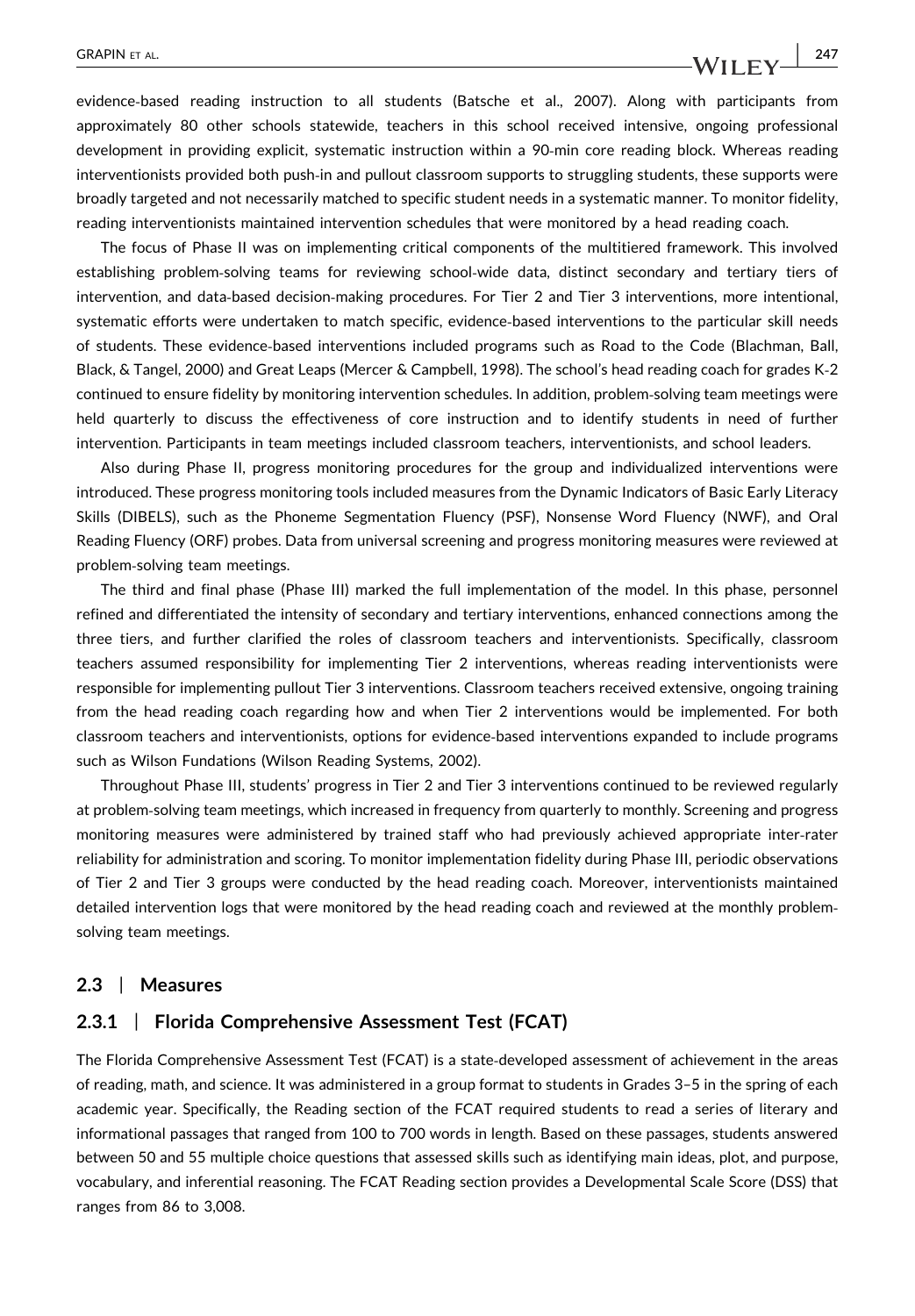evidence-based reading instruction to all students (Batsche et al., 2007). Along with participants from approximately 80 other schools statewide, teachers in this school received intensive, ongoing professional development in providing explicit, systematic instruction within a 90-min core reading block. Whereas reading interventionists provided both push-in and pullout classroom supports to struggling students, these supports were broadly targeted and not necessarily matched to specific student needs in a systematic manner. To monitor fidelity, reading interventionists maintained intervention schedules that were monitored by a head reading coach.

The focus of Phase II was on implementing critical components of the multitiered framework. This involved establishing problem-solving teams for reviewing school-wide data, distinct secondary and tertiary tiers of intervention, and data-based decision-making procedures. For Tier 2 and Tier 3 interventions, more intentional, systematic efforts were undertaken to match specific, evidence-based interventions to the particular skill needs of students. These evidence-based interventions included programs such as Road to the Code (Blachman, Ball, Black, & Tangel, 2000) and Great Leaps (Mercer & Campbell, 1998). The school's head reading coach for grades K-2 continued to ensure fidelity by monitoring intervention schedules. In addition, problem-solving team meetings were held quarterly to discuss the effectiveness of core instruction and to identify students in need of further intervention. Participants in team meetings included classroom teachers, interventionists, and school leaders.

Also during Phase II, progress monitoring procedures for the group and individualized interventions were introduced. These progress monitoring tools included measures from the Dynamic Indicators of Basic Early Literacy Skills (DIBELS), such as the Phoneme Segmentation Fluency (PSF), Nonsense Word Fluency (NWF), and Oral Reading Fluency (ORF) probes. Data from universal screening and progress monitoring measures were reviewed at problem-solving team meetings.

The third and final phase (Phase III) marked the full implementation of the model. In this phase, personnel refined and differentiated the intensity of secondary and tertiary interventions, enhanced connections among the three tiers, and further clarified the roles of classroom teachers and interventionists. Specifically, classroom teachers assumed responsibility for implementing Tier 2 interventions, whereas reading interventionists were responsible for implementing pullout Tier 3 interventions. Classroom teachers received extensive, ongoing training from the head reading coach regarding how and when Tier 2 interventions would be implemented. For both classroom teachers and interventionists, options for evidence-based interventions expanded to include programs such as Wilson Fundations (Wilson Reading Systems, 2002).

Throughout Phase III, students' progress in Tier 2 and Tier 3 interventions continued to be reviewed regularly at problem-solving team meetings, which increased in frequency from quarterly to monthly. Screening and progress monitoring measures were administered by trained staff who had previously achieved appropriate inter-rater reliability for administration and scoring. To monitor implementation fidelity during Phase III, periodic observations of Tier 2 and Tier 3 groups were conducted by the head reading coach. Moreover, interventionists maintained detailed intervention logs that were monitored by the head reading coach and reviewed at the monthly problem-solving team meetings.

## 2.3 | Measures

### 2.3.1 | Florida Comprehensive Assessment Test (FCAT)

The Florida Comprehensive Assessment Test (FCAT) is a state-developed assessment of achievement in the areas of reading, math, and science. It was administered in a group format to students in Grades 3–5 in the spring of each academic year. Specifically, the Reading section of the FCAT required students to read a series of literary and informational passages that ranged from 100 to 700 words in length. Based on these passages, students answered between 50 and 55 multiple choice questions that assessed skills such as identifying main ideas, plot, and purpose, vocabulary, and inferential reasoning. The FCAT Reading section provides a Developmental Scale Score (DSS) that ranges from 86 to 3,008.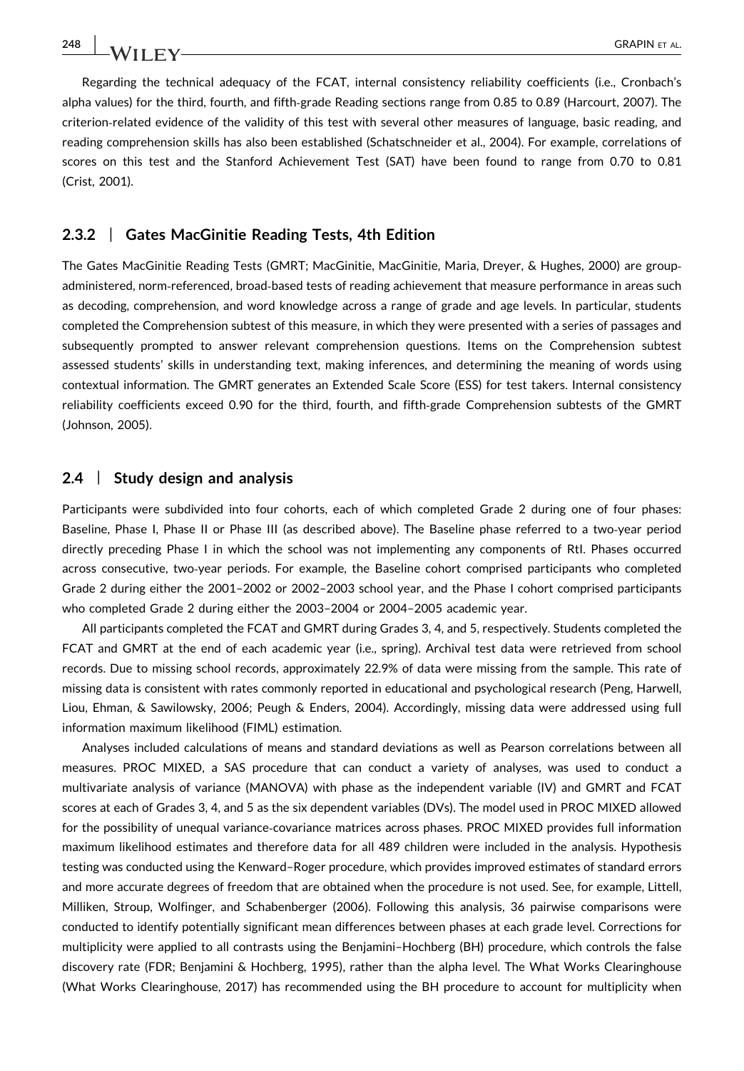Regarding the technical adequacy of the FCAT, internal consistency reliability coefficients (i.e., Cronbach's alpha values) for the third, fourth, and fifth-grade Reading sections range from 0.85 to 0.89 (Harcourt, 2007). The criterion-related evidence of the validity of this test with several other measures of language, basic reading, and reading comprehension skills has also been established (Schatschneider et al., 2004). For example, correlations of scores on this test and the Stanford Achievement Test (SAT) have been found to range from 0.70 to 0.81 (Crist, 2001).

### 2.3.2 | Gates MacGinitie Reading Tests, 4th Edition

The Gates MacGinitie Reading Tests (GMRT; MacGinitie, MacGinitie, Maria, Dreyer, & Hughes, 2000) are group-administered, norm-referenced, broad-based tests of reading achievement that measure performance in areas such as decoding, comprehension, and word knowledge across a range of grade and age levels. In particular, students completed the Comprehension subtest of this measure, in which they were presented with a series of passages and subsequently prompted to answer relevant comprehension questions. Items on the Comprehension subtest assessed students' skills in understanding text, making inferences, and determining the meaning of words using contextual information. The GMRT generates an Extended Scale Score (ESS) for test takers. Internal consistency reliability coefficients exceed 0.90 for the third, fourth, and fifth-grade Comprehension subtests of the GMRT (Johnson, 2005).

## 2.4 | Study design and analysis

Participants were subdivided into four cohorts, each of which completed Grade 2 during one of four phases: Baseline, Phase I, Phase II or Phase III (as described above). The Baseline phase referred to a two-year period directly preceding Phase I in which the school was not implementing any components of RtI. Phases occurred across consecutive, two-year periods. For example, the Baseline cohort comprised participants who completed Grade 2 during either the 2001–2002 or 2002–2003 school year, and the Phase I cohort comprised participants who completed Grade 2 during either the 2003–2004 or 2004–2005 academic year.

All participants completed the FCAT and GMRT during Grades 3, 4, and 5, respectively. Students completed the FCAT and GMRT at the end of each academic year (i.e., spring). Archival test data were retrieved from school records. Due to missing school records, approximately 22.9% of data were missing from the sample. This rate of missing data is consistent with rates commonly reported in educational and psychological research (Peng, Harwell, Liou, Ehman, & Sawilowsky, 2006; Peugh & Enders, 2004). Accordingly, missing data were addressed using full information maximum likelihood (FIML) estimation.

Analyses included calculations of means and standard deviations as well as Pearson correlations between all measures. PROC MIXED, a SAS procedure that can conduct a variety of analyses, was used to conduct a multivariate analysis of variance (MANOVA) with phase as the independent variable (IV) and GMRT and FCAT scores at each of Grades 3, 4, and 5 as the six dependent variables (DVs). The model used in PROC MIXED allowed for the possibility of unequal variance-covariance matrices across phases. PROC MIXED provides full information maximum likelihood estimates and therefore data for all 489 children were included in the analysis. Hypothesis testing was conducted using the Kenward–Roger procedure, which provides improved estimates of standard errors and more accurate degrees of freedom that are obtained when the procedure is not used. See, for example, Littell, Milliken, Stroup, Wolfinger, and Schabenberger (2006). Following this analysis, 36 pairwise comparisons were conducted to identify potentially significant mean differences between phases at each grade level. Corrections for multiplicity were applied to all contrasts using the Benjamini–Hochberg (BH) procedure, which controls the false discovery rate (FDR; Benjamini & Hochberg, 1995), rather than the alpha level. The What Works Clearinghouse (What Works Clearinghouse, 2017) has recommended using the BH procedure to account for multiplicity when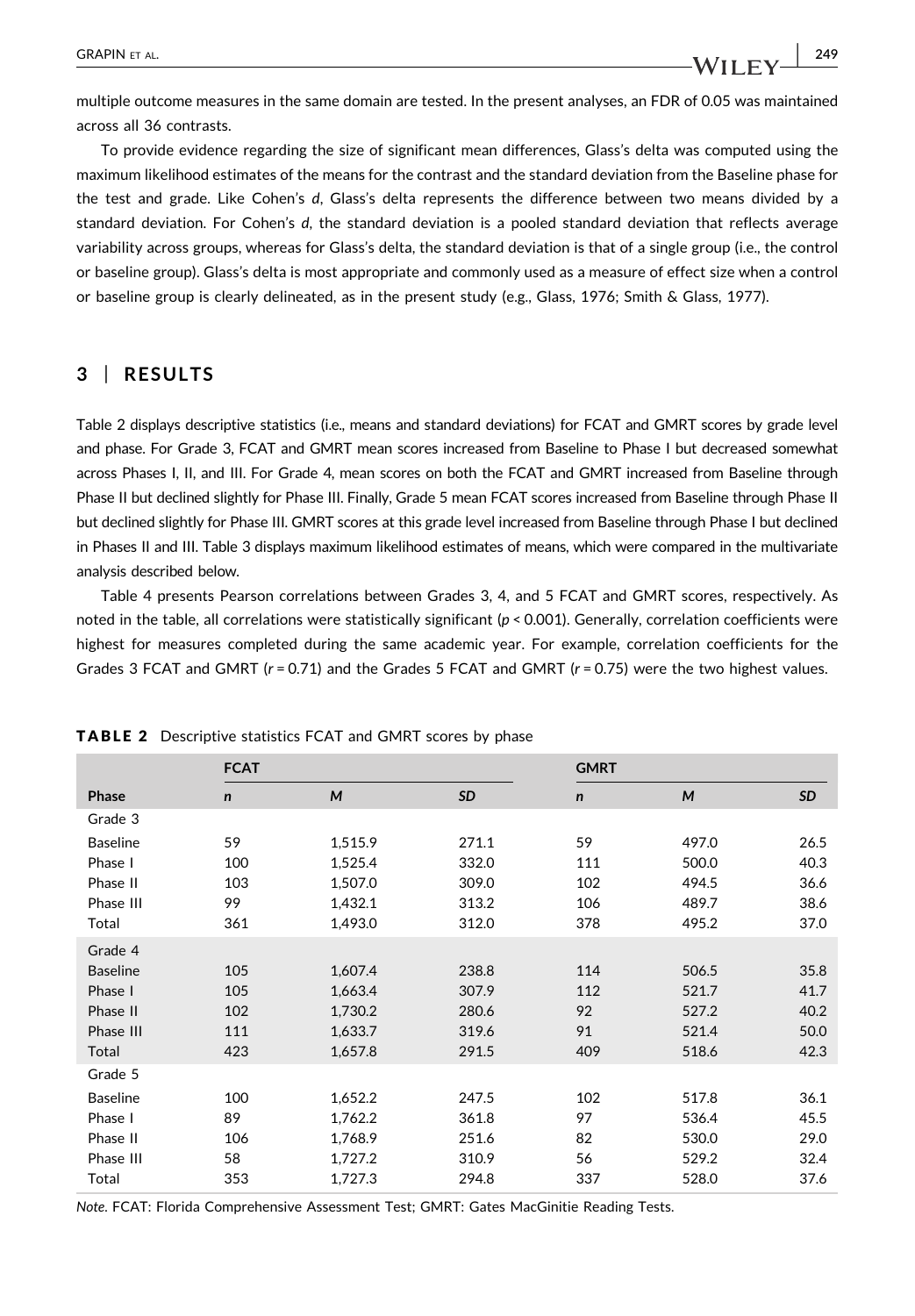multiple outcome measures in the same domain are tested. In the present analyses, an FDR of 0.05 was maintained across all 36 contrasts.

To provide evidence regarding the size of significant mean differences, Glass's delta was computed using the maximum likelihood estimates of the means for the contrast and the standard deviation from the Baseline phase for the test and grade. Like Cohen's *d*, Glass's delta represents the difference between two means divided by a standard deviation. For Cohen's *d*, the standard deviation is a pooled standard deviation that reflects average variability across groups, whereas for Glass's delta, the standard deviation is that of a single group (i.e., the control or baseline group). Glass's delta is most appropriate and commonly used as a measure of effect size when a control or baseline group is clearly delineated, as in the present study (e.g., Glass, 1976; Smith & Glass, 1977).

## 3 | RESULTS

Table 2 displays descriptive statistics (i.e., means and standard deviations) for FCAT and GMRT scores by grade level and phase. For Grade 3, FCAT and GMRT mean scores increased from Baseline to Phase I but decreased somewhat across Phases I, II, and III. For Grade 4, mean scores on both the FCAT and GMRT increased from Baseline through Phase II but declined slightly for Phase III. Finally, Grade 5 mean FCAT scores increased from Baseline through Phase II but declined slightly for Phase III. GMRT scores at this grade level increased from Baseline through Phase I but declined in Phases II and III. Table 3 displays maximum likelihood estimates of means, which were compared in the multivariate analysis described below.

Table 4 presents Pearson correlations between Grades 3, 4, and 5 FCAT and GMRT scores, respectively. As noted in the table, all correlations were statistically significant ($p < 0.001$). Generally, correlation coefficients were highest for measures completed during the same academic year. For example, correlation coefficients for the Grades 3 FCAT and GMRT ($r = 0.71$) and the Grades 5 FCAT and GMRT ($r = 0.75$) were the two highest values.

**TABLE 2** Descriptive statistics FCAT and GMRT scores by phase

| | FCAT | | | GMRT | | |
|---|---|---|---|---|---|---|
| **Phase** | ***n*** | ***M*** | ***SD*** | ***n*** | ***M*** | ***SD*** |
| Grade 3 | | | | | | |
| Baseline | 59 | 1,515.9 | 271.1 | 59 | 497.0 | 26.5 |
| Phase I | 100 | 1,525.4 | 332.0 | 111 | 500.0 | 40.3 |
| Phase II | 103 | 1,507.0 | 309.0 | 102 | 494.5 | 36.6 |
| Phase III | 99 | 1,432.1 | 313.2 | 106 | 489.7 | 38.6 |
| Total | 361 | 1,493.0 | 312.0 | 378 | 495.2 | 37.0 |
| Grade 4 | | | | | | |
| Baseline | 105 | 1,607.4 | 238.8 | 114 | 506.5 | 35.8 |
| Phase I | 105 | 1,663.4 | 307.9 | 112 | 521.7 | 41.7 |
| Phase II | 102 | 1,730.2 | 280.6 | 92 | 527.2 | 40.2 |
| Phase III | 111 | 1,633.7 | 319.6 | 91 | 521.4 | 50.0 |
| Total | 423 | 1,657.8 | 291.5 | 409 | 518.6 | 42.3 |
| Grade 5 | | | | | | |
| Baseline | 100 | 1,652.2 | 247.5 | 102 | 517.8 | 36.1 |
| Phase I | 89 | 1,762.2 | 361.8 | 97 | 536.4 | 45.5 |
| Phase II | 106 | 1,768.9 | 251.6 | 82 | 530.0 | 29.0 |
| Phase III | 58 | 1,727.2 | 310.9 | 56 | 529.2 | 32.4 |
| Total | 353 | 1,727.3 | 294.8 | 337 | 528.0 | 37.6 |

*Note.* FCAT: Florida Comprehensive Assessment Test; GMRT: Gates MacGinitie Reading Tests.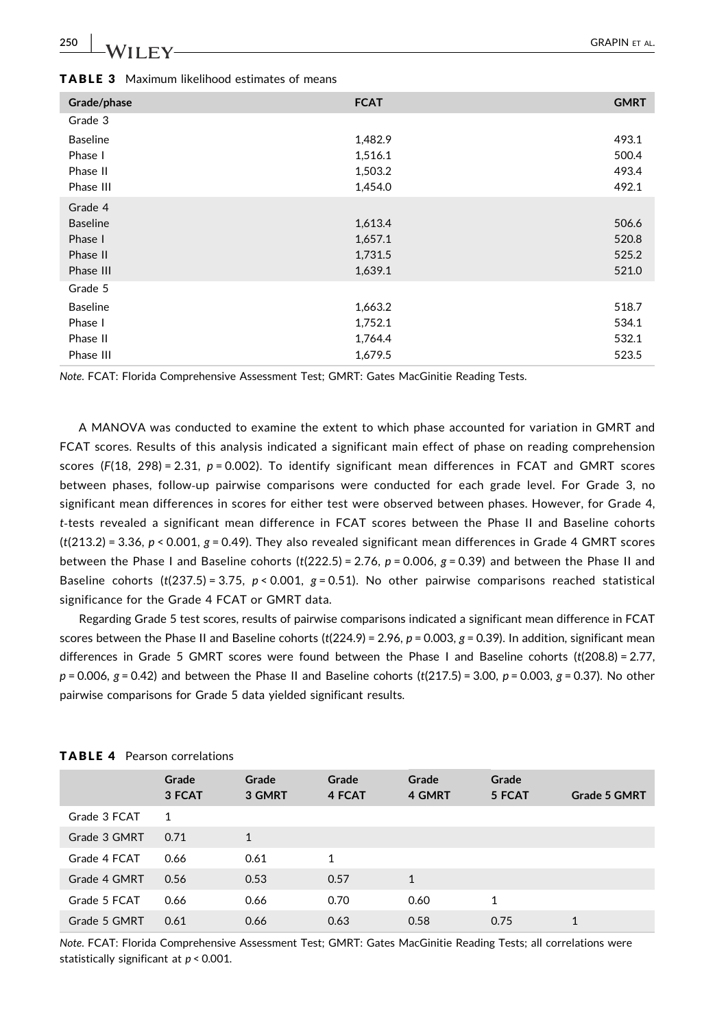**TABLE 3** Maximum likelihood estimates of means

| Grade/phase | FCAT | GMRT |
|---|---|---|
| Grade 3 | | |
| Baseline | 1,482.9 | 493.1 |
| Phase I | 1,516.1 | 500.4 |
| Phase II | 1,503.2 | 493.4 |
| Phase III | 1,454.0 | 492.1 |
| Grade 4 | | |
| Baseline | 1,613.4 | 506.6 |
| Phase I | 1,657.1 | 520.8 |
| Phase II | 1,731.5 | 525.2 |
| Phase III | 1,639.1 | 521.0 |
| Grade 5 | | |
| Baseline | 1,663.2 | 518.7 |
| Phase I | 1,752.1 | 534.1 |
| Phase II | 1,764.4 | 532.1 |
| Phase III | 1,679.5 | 523.5 |

*Note.* FCAT: Florida Comprehensive Assessment Test; GMRT: Gates MacGinitie Reading Tests.

A MANOVA was conducted to examine the extent to which phase accounted for variation in GMRT and FCAT scores. Results of this analysis indicated a significant main effect of phase on reading comprehension scores ($F(18, 298) = 2.31$, $p = 0.002$). To identify significant mean differences in FCAT and GMRT scores between phases, follow-up pairwise comparisons were conducted for each grade level. For Grade 3, no significant mean differences in scores for either test were observed between phases. However, for Grade 4, $t$-tests revealed a significant mean difference in FCAT scores between the Phase II and Baseline cohorts ($t(213.2) = 3.36$, $p < 0.001$, $g = 0.49$). They also revealed significant mean differences in Grade 4 GMRT scores between the Phase I and Baseline cohorts ($t(222.5) = 2.76$, $p = 0.006$, $g = 0.39$) and between the Phase II and Baseline cohorts ($t(237.5) = 3.75$, $p < 0.001$, $g = 0.51$). No other pairwise comparisons reached statistical significance for the Grade 4 FCAT or GMRT data.

Regarding Grade 5 test scores, results of pairwise comparisons indicated a significant mean difference in FCAT scores between the Phase II and Baseline cohorts ($t(224.9) = 2.96$, $p = 0.003$, $g = 0.39$). In addition, significant mean differences in Grade 5 GMRT scores were found between the Phase I and Baseline cohorts ($t(208.8) = 2.77$, $p = 0.006$, $g = 0.42$) and between the Phase II and Baseline cohorts ($t(217.5) = 3.00$, $p = 0.003$, $g = 0.37$). No other pairwise comparisons for Grade 5 data yielded significant results.

**TABLE 4** Pearson correlations

| | Grade 3 FCAT | Grade 3 GMRT | Grade 4 FCAT | Grade 4 GMRT | Grade 5 FCAT | Grade 5 GMRT |
|---|---|---|---|---|---|---|
| Grade 3 FCAT | 1 | | | | | |
| Grade 3 GMRT | 0.71 | 1 | | | | |
| Grade 4 FCAT | 0.66 | 0.61 | 1 | | | |
| Grade 4 GMRT | 0.56 | 0.53 | 0.57 | 1 | | |
| Grade 5 FCAT | 0.66 | 0.66 | 0.70 | 0.60 | 1 | |
| Grade 5 GMRT | 0.61 | 0.66 | 0.63 | 0.58 | 0.75 | 1 |

*Note.* FCAT: Florida Comprehensive Assessment Test; GMRT: Gates MacGinitie Reading Tests; all correlations were statistically significant at $p < 0.001$.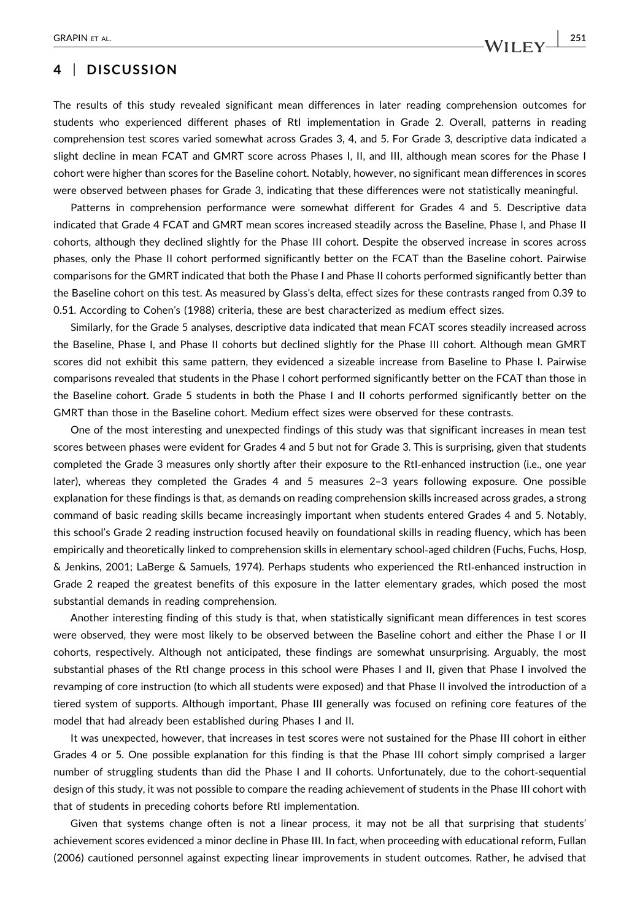## 4 | DISCUSSION

The results of this study revealed significant mean differences in later reading comprehension outcomes for students who experienced different phases of RtI implementation in Grade 2. Overall, patterns in reading comprehension test scores varied somewhat across Grades 3, 4, and 5. For Grade 3, descriptive data indicated a slight decline in mean FCAT and GMRT score across Phases I, II, and III, although mean scores for the Phase I cohort were higher than scores for the Baseline cohort. Notably, however, no significant mean differences in scores were observed between phases for Grade 3, indicating that these differences were not statistically meaningful.

Patterns in comprehension performance were somewhat different for Grades 4 and 5. Descriptive data indicated that Grade 4 FCAT and GMRT mean scores increased steadily across the Baseline, Phase I, and Phase II cohorts, although they declined slightly for the Phase III cohort. Despite the observed increase in scores across phases, only the Phase II cohort performed significantly better on the FCAT than the Baseline cohort. Pairwise comparisons for the GMRT indicated that both the Phase I and Phase II cohorts performed significantly better than the Baseline cohort on this test. As measured by Glass's delta, effect sizes for these contrasts ranged from 0.39 to 0.51. According to Cohen's (1988) criteria, these are best characterized as medium effect sizes.

Similarly, for the Grade 5 analyses, descriptive data indicated that mean FCAT scores steadily increased across the Baseline, Phase I, and Phase II cohorts but declined slightly for the Phase III cohort. Although mean GMRT scores did not exhibit this same pattern, they evidenced a sizeable increase from Baseline to Phase I. Pairwise comparisons revealed that students in the Phase I cohort performed significantly better on the FCAT than those in the Baseline cohort. Grade 5 students in both the Phase I and II cohorts performed significantly better on the GMRT than those in the Baseline cohort. Medium effect sizes were observed for these contrasts.

One of the most interesting and unexpected findings of this study was that significant increases in mean test scores between phases were evident for Grades 4 and 5 but not for Grade 3. This is surprising, given that students completed the Grade 3 measures only shortly after their exposure to the RtI-enhanced instruction (i.e., one year later), whereas they completed the Grades 4 and 5 measures 2–3 years following exposure. One possible explanation for these findings is that, as demands on reading comprehension skills increased across grades, a strong command of basic reading skills became increasingly important when students entered Grades 4 and 5. Notably, this school's Grade 2 reading instruction focused heavily on foundational skills in reading fluency, which has been empirically and theoretically linked to comprehension skills in elementary school-aged children (Fuchs, Fuchs, Hosp, & Jenkins, 2001; LaBerge & Samuels, 1974). Perhaps students who experienced the RtI-enhanced instruction in Grade 2 reaped the greatest benefits of this exposure in the latter elementary grades, which posed the most substantial demands in reading comprehension.

Another interesting finding of this study is that, when statistically significant mean differences in test scores were observed, they were most likely to be observed between the Baseline cohort and either the Phase I or II cohorts, respectively. Although not anticipated, these findings are somewhat unsurprising. Arguably, the most substantial phases of the RtI change process in this school were Phases I and II, given that Phase I involved the revamping of core instruction (to which all students were exposed) and that Phase II involved the introduction of a tiered system of supports. Although important, Phase III generally was focused on refining core features of the model that had already been established during Phases I and II.

It was unexpected, however, that increases in test scores were not sustained for the Phase III cohort in either Grades 4 or 5. One possible explanation for this finding is that the Phase III cohort simply comprised a larger number of struggling students than did the Phase I and II cohorts. Unfortunately, due to the cohort-sequential design of this study, it was not possible to compare the reading achievement of students in the Phase III cohort with that of students in preceding cohorts before RtI implementation.

Given that systems change often is not a linear process, it may not be all that surprising that students' achievement scores evidenced a minor decline in Phase III. In fact, when proceeding with educational reform, Fullan (2006) cautioned personnel against expecting linear improvements in student outcomes. Rather, he advised that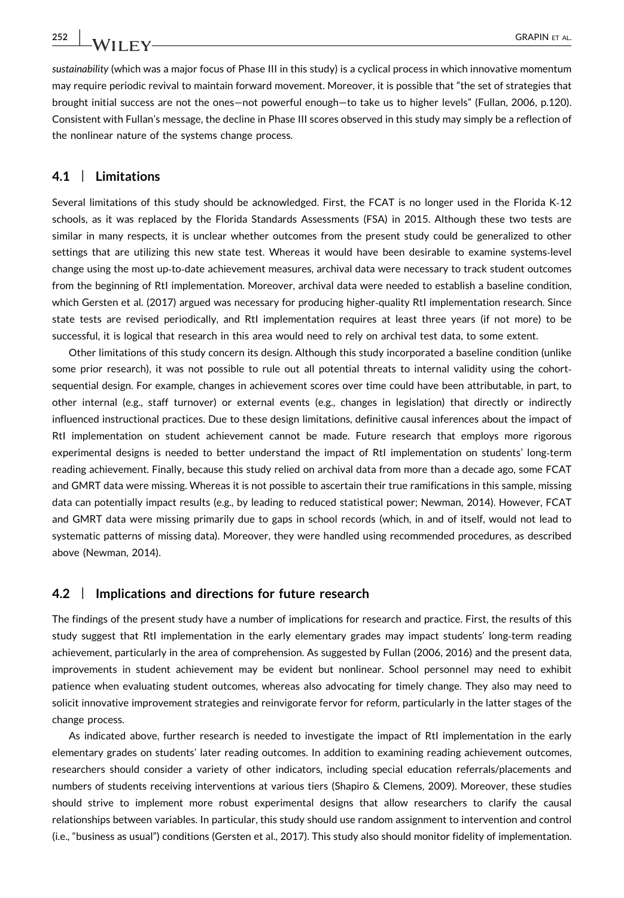*sustainability* (which was a major focus of Phase III in this study) is a cyclical process in which innovative momentum may require periodic revival to maintain forward movement. Moreover, it is possible that "the set of strategies that brought initial success are not the ones—not powerful enough—to take us to higher levels" (Fullan, 2006, p.120). Consistent with Fullan's message, the decline in Phase III scores observed in this study may simply be a reflection of the nonlinear nature of the systems change process.

## 4.1 | Limitations

Several limitations of this study should be acknowledged. First, the FCAT is no longer used in the Florida K-12 schools, as it was replaced by the Florida Standards Assessments (FSA) in 2015. Although these two tests are similar in many respects, it is unclear whether outcomes from the present study could be generalized to other settings that are utilizing this new state test. Whereas it would have been desirable to examine systems-level change using the most up-to-date achievement measures, archival data were necessary to track student outcomes from the beginning of RtI implementation. Moreover, archival data were needed to establish a baseline condition, which Gersten et al. (2017) argued was necessary for producing higher-quality RtI implementation research. Since state tests are revised periodically, and RtI implementation requires at least three years (if not more) to be successful, it is logical that research in this area would need to rely on archival test data, to some extent.

Other limitations of this study concern its design. Although this study incorporated a baseline condition (unlike some prior research), it was not possible to rule out all potential threats to internal validity using the cohort-sequential design. For example, changes in achievement scores over time could have been attributable, in part, to other internal (e.g., staff turnover) or external events (e.g., changes in legislation) that directly or indirectly influenced instructional practices. Due to these design limitations, definitive causal inferences about the impact of RtI implementation on student achievement cannot be made. Future research that employs more rigorous experimental designs is needed to better understand the impact of RtI implementation on students' long-term reading achievement. Finally, because this study relied on archival data from more than a decade ago, some FCAT and GMRT data were missing. Whereas it is not possible to ascertain their true ramifications in this sample, missing data can potentially impact results (e.g., by leading to reduced statistical power; Newman, 2014). However, FCAT and GMRT data were missing primarily due to gaps in school records (which, in and of itself, would not lead to systematic patterns of missing data). Moreover, they were handled using recommended procedures, as described above (Newman, 2014).

## 4.2 | Implications and directions for future research

The findings of the present study have a number of implications for research and practice. First, the results of this study suggest that RtI implementation in the early elementary grades may impact students' long-term reading achievement, particularly in the area of comprehension. As suggested by Fullan (2006, 2016) and the present data, improvements in student achievement may be evident but nonlinear. School personnel may need to exhibit patience when evaluating student outcomes, whereas also advocating for timely change. They also may need to solicit innovative improvement strategies and reinvigorate fervor for reform, particularly in the latter stages of the change process.

As indicated above, further research is needed to investigate the impact of RtI implementation in the early elementary grades on students' later reading outcomes. In addition to examining reading achievement outcomes, researchers should consider a variety of other indicators, including special education referrals/placements and numbers of students receiving interventions at various tiers (Shapiro & Clemens, 2009). Moreover, these studies should strive to implement more robust experimental designs that allow researchers to clarify the causal relationships between variables. In particular, this study should use random assignment to intervention and control (i.e., "business as usual") conditions (Gersten et al., 2017). This study also should monitor fidelity of implementation.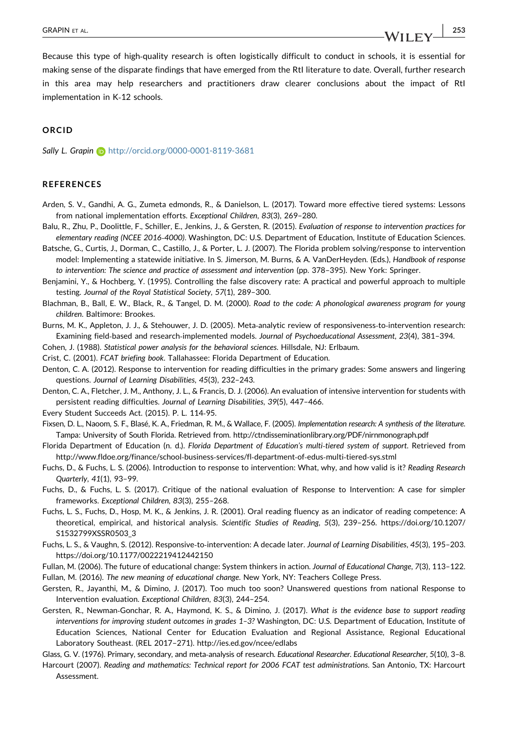Because this type of high-quality research is often logistically difficult to conduct in schools, it is essential for making sense of the disparate findings that have emerged from the RtI literature to date. Overall, further research in this area may help researchers and practitioners draw clearer conclusions about the impact of RtI implementation in K-12 schools.

## ORCID

*Sally L. Grapin* http://orcid.org/0000-0001-8119-3681

## REFERENCES

Arden, S. V., Gandhi, A. G., Zumeta edmonds, R., & Danielson, L. (2017). Toward more effective tiered systems: Lessons from national implementation efforts. *Exceptional Children*, *83*(3), 269–280.

Balu, R., Zhu, P., Doolittle, F., Schiller, E., Jenkins, J., & Gersten, R. (2015). *Evaluation of response to intervention practices for elementary reading (NCEE 2016-4000)*. Washington, DC: U.S. Department of Education, Institute of Education Sciences.

Batsche, G., Curtis, J., Dorman, C., Castillo, J., & Porter, L. J. (2007). The Florida problem solving/response to intervention model: Implementing a statewide initiative. In S. Jimerson, M. Burns, & A. VanDerHeyden. (Eds.), *Handbook of response to intervention: The science and practice of assessment and intervention* (pp. 378–395). New York: Springer.

Benjamini, Y., & Hochberg, Y. (1995). Controlling the false discovery rate: A practical and powerful approach to multiple testing. *Journal of the Royal Statistical Society*, *57*(1), 289–300.

Blachman, B., Ball, E. W., Black, R., & Tangel, D. M. (2000). *Road to the code: A phonological awareness program for young children*. Baltimore: Brookes.

Burns, M. K., Appleton, J. J., & Stehouwer, J. D. (2005). Meta-analytic review of responsiveness-to-intervention research: Examining field-based and research-implemented models. *Journal of Psychoeducational Assessment*, *23*(4), 381–394.

Cohen, J. (1988). *Statistical power analysis for the behavioral sciences*. Hillsdale, NJ: Erlbaum.

Crist, C. (2001). *FCAT briefing book*. Tallahassee: Florida Department of Education.

Denton, C. A. (2012). Response to intervention for reading difficulties in the primary grades: Some answers and lingering questions. *Journal of Learning Disabilities*, *45*(3), 232–243.

Denton, C. A., Fletcher, J. M., Anthony, J. L., & Francis, D. J. (2006). An evaluation of intensive intervention for students with persistent reading difficulties. *Journal of Learning Disabilities*, *39*(5), 447–466.

Every Student Succeeds Act. (2015). P. L. 114-95.

Fixsen, D. L., Naoom, S. F., Blasé, K. A., Friedman, R. M., & Wallace, F. (2005). *Implementation research: A synthesis of the literature*. Tampa: University of South Florida. Retrieved from. http://ctndisseminationlibrary.org/PDF/nirnmonograph.pdf

Florida Department of Education (n. d.). *Florida Department of Education's multi-tiered system of support*. Retrieved from http://www.fldoe.org/finance/school-business-services/fl-department-of-edus-multi-tiered-sys.stml

Fuchs, D., & Fuchs, L. S. (2006). Introduction to response to intervention: What, why, and how valid is it? *Reading Research Quarterly*, *41*(1), 93–99.

Fuchs, D., & Fuchs, L. S. (2017). Critique of the national evaluation of Response to Intervention: A case for simpler frameworks. *Exceptional Children*, *83*(3), 255–268.

Fuchs, L. S., Fuchs, D., Hosp, M. K., & Jenkins, J. R. (2001). Oral reading fluency as an indicator of reading competence: A theoretical, empirical, and historical analysis. *Scientific Studies of Reading*, *5*(3), 239–256. https://doi.org/10.1207/S1532799XSSR0503_3

Fuchs, L. S., & Vaughn, S. (2012). Responsive-to-intervention: A decade later. *Journal of Learning Disabilities*, *45*(3), 195–203. https://doi.org/10.1177/0022219412442150

Fullan, M. (2006). The future of educational change: System thinkers in action. *Journal of Educational Change*, *7*(3), 113–122.

Fullan, M. (2016). *The new meaning of educational change*. New York, NY: Teachers College Press.

Gersten, R., Jayanthi, M., & Dimino, J. (2017). Too much too soon? Unanswered questions from national Response to Intervention evaluation. *Exceptional Children*, *83*(3), 244–254.

Gersten, R., Newman-Gonchar, R. A., Haymond, K. S., & Dimino, J. (2017). *What is the evidence base to support reading interventions for improving student outcomes in grades 1–3?* Washington, DC: U.S. Department of Education, Institute of Education Sciences, National Center for Education Evaluation and Regional Assistance, Regional Educational Laboratory Southeast. (REL 2017–271). http://ies.ed.gov/ncee/edlabs

Glass, G. V. (1976). Primary, secondary, and meta-analysis of research. *Educational Researcher*. *Educational Researcher*, *5*(10), 3–8.

Harcourt (2007). *Reading and mathematics: Technical report for 2006 FCAT test administrations*. San Antonio, TX: Harcourt Assessment.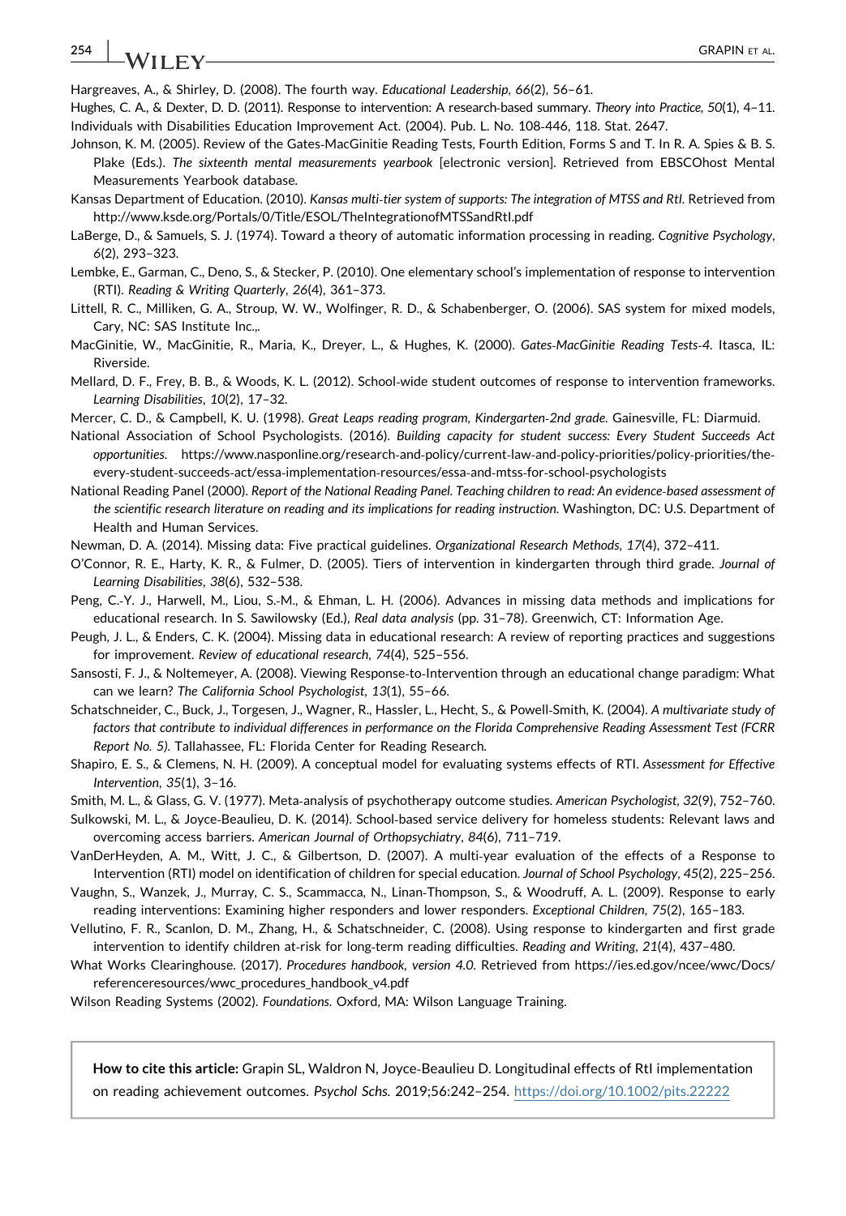Hargreaves, A., & Shirley, D. (2008). The fourth way. *Educational Leadership*, *66*(2), 56–61.

Hughes, C. A., & Dexter, D. D. (2011). Response to intervention: A research-based summary. *Theory into Practice*, *50*(1), 4–11.

Individuals with Disabilities Education Improvement Act. (2004). Pub. L. No. 108-446, 118. Stat. 2647.

Johnson, K. M. (2005). Review of the Gates-MacGinitie Reading Tests, Fourth Edition, Forms S and T. In R. A. Spies & B. S. Plake (Eds.). *The sixteenth mental measurements yearbook* [electronic version]. Retrieved from EBSCOhost Mental Measurements Yearbook database.

Kansas Department of Education. (2010). *Kansas multi-tier system of supports: The integration of MTSS and RtI*. Retrieved from http://www.ksde.org/Portals/0/Title/ESOL/TheIntegrationofMTSSandRtI.pdf

LaBerge, D., & Samuels, S. J. (1974). Toward a theory of automatic information processing in reading. *Cognitive Psychology*, *6*(2), 293–323.

Lembke, E., Garman, C., Deno, S., & Stecker, P. (2010). One elementary school's implementation of response to intervention (RTI). *Reading & Writing Quarterly*, *26*(4), 361–373.

Littell, R. C., Milliken, G. A., Stroup, W. W., Wolfinger, R. D., & Schabenberger, O. (2006). SAS system for mixed models, Cary, NC: SAS Institute Inc.,.

MacGinitie, W., MacGinitie, R., Maria, K., Dreyer, L., & Hughes, K. (2000). *Gates-MacGinitie Reading Tests-4*. Itasca, IL: Riverside.

Mellard, D. F., Frey, B. B., & Woods, K. L. (2012). School-wide student outcomes of response to intervention frameworks. *Learning Disabilities*, *10*(2), 17–32.

Mercer, C. D., & Campbell, K. U. (1998). *Great Leaps reading program, Kindergarten-2nd grade*. Gainesville, FL: Diarmuid.

National Association of School Psychologists. (2016). *Building capacity for student success: Every Student Succeeds Act opportunities*. https://www.nasponline.org/research-and-policy/current-law-and-policy-priorities/policy-priorities/the-every-student-succeeds-act/essa-implementation-resources/essa-and-mtss-for-school-psychologists

National Reading Panel (2000). *Report of the National Reading Panel. Teaching children to read: An evidence-based assessment of the scientific research literature on reading and its implications for reading instruction*. Washington, DC: U.S. Department of Health and Human Services.

Newman, D. A. (2014). Missing data: Five practical guidelines. *Organizational Research Methods*, *17*(4), 372–411.

O'Connor, R. E., Harty, K. R., & Fulmer, D. (2005). Tiers of intervention in kindergarten through third grade. *Journal of Learning Disabilities*, *38*(6), 532–538.

Peng, C.-Y. J., Harwell, M., Liou, S.-M., & Ehman, L. H. (2006). Advances in missing data methods and implications for educational research. In S. Sawilowsky (Ed.), *Real data analysis* (pp. 31–78). Greenwich, CT: Information Age.

Peugh, J. L., & Enders, C. K. (2004). Missing data in educational research: A review of reporting practices and suggestions for improvement. *Review of educational research*, *74*(4), 525–556.

Sansosti, F. J., & Noltemeyer, A. (2008). Viewing Response-to-Intervention through an educational change paradigm: What can we learn? *The California School Psychologist*, *13*(1), 55–66.

Schatschneider, C., Buck, J., Torgesen, J., Wagner, R., Hassler, L., Hecht, S., & Powell-Smith, K. (2004). *A multivariate study of factors that contribute to individual differences in performance on the Florida Comprehensive Reading Assessment Test (FCRR Report No. 5)*. Tallahassee, FL: Florida Center for Reading Research.

Shapiro, E. S., & Clemens, N. H. (2009). A conceptual model for evaluating systems effects of RTI. *Assessment for Effective Intervention*, *35*(1), 3–16.

Smith, M. L., & Glass, G. V. (1977). Meta-analysis of psychotherapy outcome studies. *American Psychologist*, *32*(9), 752–760.

Sulkowski, M. L., & Joyce-Beaulieu, D. K. (2014). School-based service delivery for homeless students: Relevant laws and overcoming access barriers. *American Journal of Orthopsychiatry*, *84*(6), 711–719.

VanDerHeyden, A. M., Witt, J. C., & Gilbertson, D. (2007). A multi-year evaluation of the effects of a Response to Intervention (RTI) model on identification of children for special education. *Journal of School Psychology*, *45*(2), 225–256.

Vaughn, S., Wanzek, J., Murray, C. S., Scammacca, N., Linan-Thompson, S., & Woodruff, A. L. (2009). Response to early reading interventions: Examining higher responders and lower responders. *Exceptional Children*, *75*(2), 165–183.

Vellutino, F. R., Scanlon, D. M., Zhang, H., & Schatschneider, C. (2008). Using response to kindergarten and first grade intervention to identify children at-risk for long-term reading difficulties. *Reading and Writing*, *21*(4), 437–480.

What Works Clearinghouse. (2017). *Procedures handbook, version 4.0*. Retrieved from https://ies.ed.gov/ncee/wwc/Docs/referenceresources/wwc_procedures_handbook_v4.pdf

Wilson Reading Systems (2002). *Foundations*. Oxford, MA: Wilson Language Training.

**How to cite this article:** Grapin SL, Waldron N, Joyce-Beaulieu D. Longitudinal effects of RtI implementation on reading achievement outcomes. *Psychol Schs*. 2019;56:242–254. https://doi.org/10.1002/pits.22222